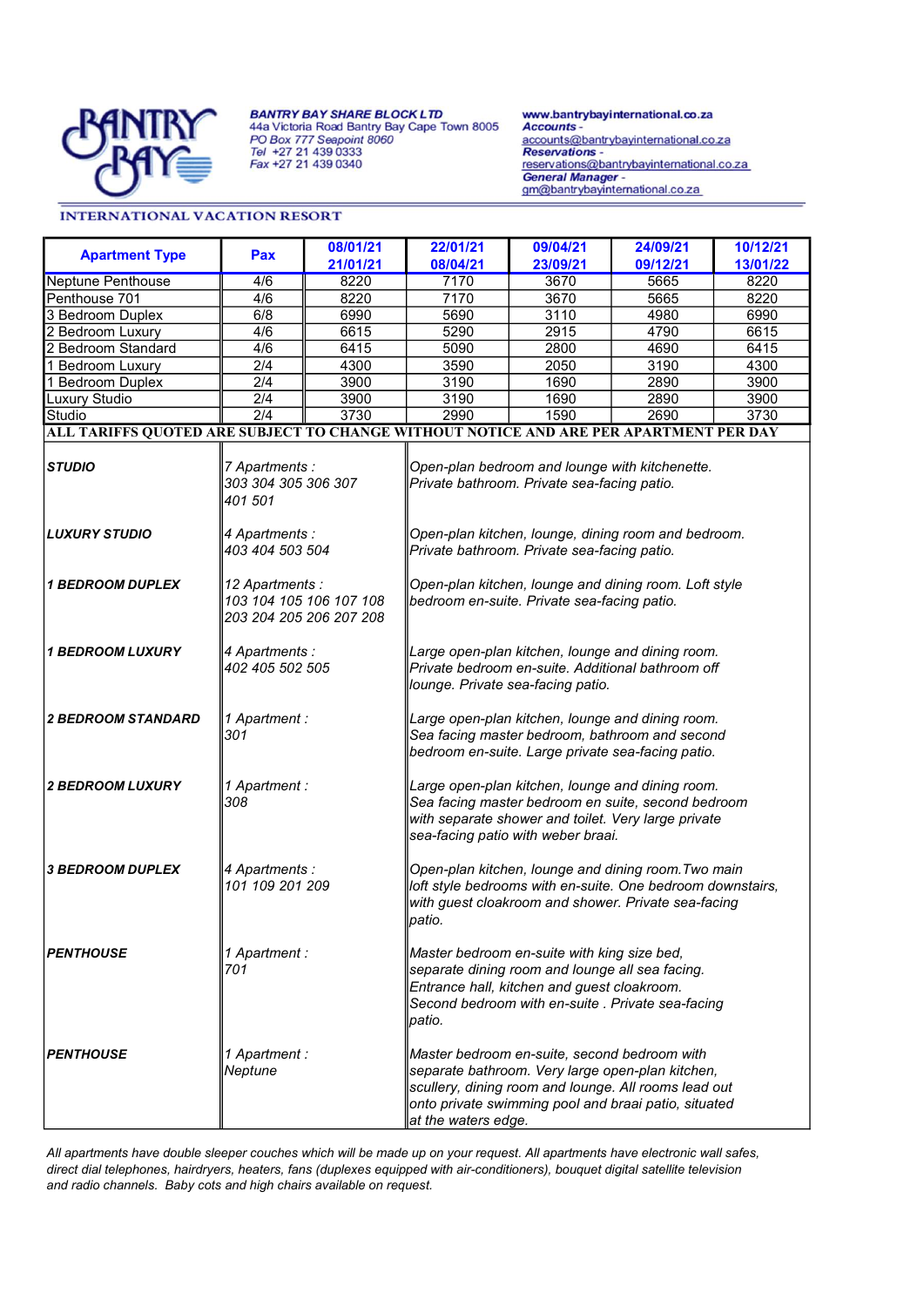**BANTRY BAY SHARE BLOCK LTD**
44a Victoria Road Bantry Bay Cape Town 8005
PO Box 777 Seapoint 8060
Tel +27 21 439 0333
Fax +27 21 439 0340

www.bantrybayinternational.co.za
**Accounts** -
accounts@bantrybayinternational.co.za
**Reservations** -
reservations@bantrybayinternational.co.za
**General Manager** -
gm@bantrybayinternational.co.za

INTERNATIONAL VACATION RESORT

| Apartment Type | Pax | 08/01/21 21/01/21 | 22/01/21 08/04/21 | 09/04/21 23/09/21 | 24/09/21 09/12/21 | 10/12/21 13/01/22 |
|---|---|---|---|---|---|---|
| Neptune Penthouse | 4/6 | 8220 | 7170 | 3670 | 5665 | 8220 |
| Penthouse 701 | 4/6 | 8220 | 7170 | 3670 | 5665 | 8220 |
| 3 Bedroom Duplex | 6/8 | 6990 | 5690 | 3110 | 4980 | 6990 |
| 2 Bedroom Luxury | 4/6 | 6615 | 5290 | 2915 | 4790 | 6615 |
| 2 Bedroom Standard | 4/6 | 6415 | 5090 | 2800 | 4690 | 6415 |
| 1 Bedroom Luxury | 2/4 | 4300 | 3590 | 2050 | 3190 | 4300 |
| 1 Bedroom Duplex | 2/4 | 3900 | 3190 | 1690 | 2890 | 3900 |
| Luxury Studio | 2/4 | 3900 | 3190 | 1690 | 2890 | 3900 |
| Studio | 2/4 | 3730 | 2990 | 1590 | 2690 | 3730 |

**ALL TARIFFS QUOTED ARE SUBJECT TO CHANGE WITHOUT NOTICE AND ARE PER APARTMENT PER DAY**

| Type | Apartments | Description |
|---|---|---|
| ***STUDIO*** | *7 Apartments : 303 304 305 306 307 401 501* | *Open-plan bedroom and lounge with kitchenette. Private bathroom. Private sea-facing patio.* |
| ***LUXURY STUDIO*** | *4 Apartments : 403 404 503 504* | *Open-plan kitchen, lounge, dining room and bedroom. Private bathroom. Private sea-facing patio.* |
| ***1 BEDROOM DUPLEX*** | *12 Apartments : 103 104 105 106 107 108 203 204 205 206 207 208* | *Open-plan kitchen, lounge and dining room. Loft style bedroom en-suite. Private sea-facing patio.* |
| ***1 BEDROOM LUXURY*** | *4 Apartments : 402 405 502 505* | *Large open-plan kitchen, lounge and dining room. Private bedroom en-suite. Additional bathroom off lounge. Private sea-facing patio.* |
| ***2 BEDROOM STANDARD*** | *1 Apartment : 301* | *Large open-plan kitchen, lounge and dining room. Sea facing master bedroom, bathroom and second bedroom en-suite. Large private sea-facing patio.* |
| ***2 BEDROOM LUXURY*** | *1 Apartment : 308* | *Large open-plan kitchen, lounge and dining room. Sea facing master bedroom en suite, second bedroom with separate shower and toilet. Very large private sea-facing patio with weber braai.* |
| ***3 BEDROOM DUPLEX*** | *4 Apartments : 101 109 201 209* | *Open-plan kitchen, lounge and dining room.Two main loft style bedrooms with en-suite. One bedroom downstairs, with guest cloakroom and shower. Private sea-facing patio.* |
| ***PENTHOUSE*** | *1 Apartment : 701* | *Master bedroom en-suite with king size bed, separate dining room and lounge all sea facing. Entrance hall, kitchen and guest cloakroom. Second bedroom with en-suite . Private sea-facing patio.* |
| ***PENTHOUSE*** | *1 Apartment : Neptune* | *Master bedroom en-suite, second bedroom with separate bathroom. Very large open-plan kitchen, scullery, dining room and lounge. All rooms lead out onto private swimming pool and braai patio, situated at the waters edge.* |

*All apartments have double sleeper couches which will be made up on your request. All apartments have electronic wall safes, direct dial telephones, hairdryers, heaters, fans (duplexes equipped with air-conditioners), bouquet digital satellite television and radio channels. Baby cots and high chairs available on request.*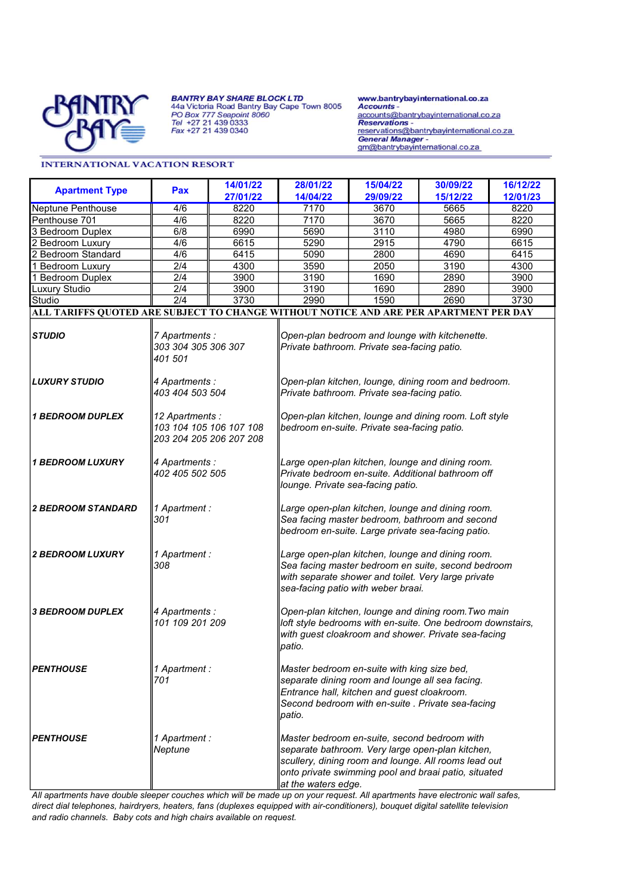BANTRY BAY

INTERNATIONAL VACATION RESORT

***BANTRY BAY SHARE BLOCK LTD***
*44a Victoria Road Bantry Bay Cape Town 8005*
*PO Box 777 Seapoint 8060*
*Tel +27 21 439 0333*
*Fax +27 21 439 0340*

**www.bantrybayinternational.co.za**
***Accounts*** -
accounts@bantrybayinternational.co.za
***Reservations*** -
reservations@bantrybayinternational.co.za
***General Manager*** -
gm@bantrybayinternational.co.za

| Apartment Type | Pax | 14/01/22 27/01/22 | 28/01/22 14/04/22 | 15/04/22 29/09/22 | 30/09/22 15/12/22 | 16/12/22 12/01/23 |
|---|---|---|---|---|---|---|
| Neptune Penthouse | 4/6 | 8220 | 7170 | 3670 | 5665 | 8220 |
| Penthouse 701 | 4/6 | 8220 | 7170 | 3670 | 5665 | 8220 |
| 3 Bedroom Duplex | 6/8 | 6990 | 5690 | 3110 | 4980 | 6990 |
| 2 Bedroom Luxury | 4/6 | 6615 | 5290 | 2915 | 4790 | 6615 |
| 2 Bedroom Standard | 4/6 | 6415 | 5090 | 2800 | 4690 | 6415 |
| 1 Bedroom Luxury | 2/4 | 4300 | 3590 | 2050 | 3190 | 4300 |
| 1 Bedroom Duplex | 2/4 | 3900 | 3190 | 1690 | 2890 | 3900 |
| Luxury Studio | 2/4 | 3900 | 3190 | 1690 | 2890 | 3900 |
| Studio | 2/4 | 3730 | 2990 | 1590 | 2690 | 3730 |

**ALL TARIFFS QUOTED ARE SUBJECT TO CHANGE WITHOUT NOTICE AND ARE PER APARTMENT PER DAY**

| | | |
|---|---|---|
| ***STUDIO*** | *7 Apartments : 303 304 305 306 307 401 501* | *Open-plan bedroom and lounge with kitchenette. Private bathroom. Private sea-facing patio.* |
| ***LUXURY STUDIO*** | *4 Apartments : 403 404 503 504* | *Open-plan kitchen, lounge, dining room and bedroom. Private bathroom. Private sea-facing patio.* |
| ***1 BEDROOM DUPLEX*** | *12 Apartments : 103 104 105 106 107 108 203 204 205 206 207 208* | *Open-plan kitchen, lounge and dining room. Loft style bedroom en-suite. Private sea-facing patio.* |
| ***1 BEDROOM LUXURY*** | *4 Apartments : 402 405 502 505* | *Large open-plan kitchen, lounge and dining room. Private bedroom en-suite. Additional bathroom off lounge. Private sea-facing patio.* |
| ***2 BEDROOM STANDARD*** | *1 Apartment : 301* | *Large open-plan kitchen, lounge and dining room. Sea facing master bedroom, bathroom and second bedroom en-suite. Large private sea-facing patio.* |
| ***2 BEDROOM LUXURY*** | *1 Apartment : 308* | *Large open-plan kitchen, lounge and dining room. Sea facing master bedroom en suite, second bedroom with separate shower and toilet. Very large private sea-facing patio with weber braai.* |
| ***3 BEDROOM DUPLEX*** | *4 Apartments : 101 109 201 209* | *Open-plan kitchen, lounge and dining room.Two main loft style bedrooms with en-suite. One bedroom downstairs, with guest cloakroom and shower. Private sea-facing patio.* |
| ***PENTHOUSE*** | *1 Apartment : 701* | *Master bedroom en-suite with king size bed, separate dining room and lounge all sea facing. Entrance hall, kitchen and guest cloakroom. Second bedroom with en-suite . Private sea-facing patio.* |
| ***PENTHOUSE*** | *1 Apartment : Neptune* | *Master bedroom en-suite, second bedroom with separate bathroom. Very large open-plan kitchen, scullery, dining room and lounge. All rooms lead out onto private swimming pool and braai patio, situated at the waters edge.* |

*All apartments have double sleeper couches which will be made up on your request. All apartments have electronic wall safes, direct dial telephones, hairdryers, heaters, fans (duplexes equipped with air-conditioners), bouquet digital satellite television and radio channels. Baby cots and high chairs available on request.*